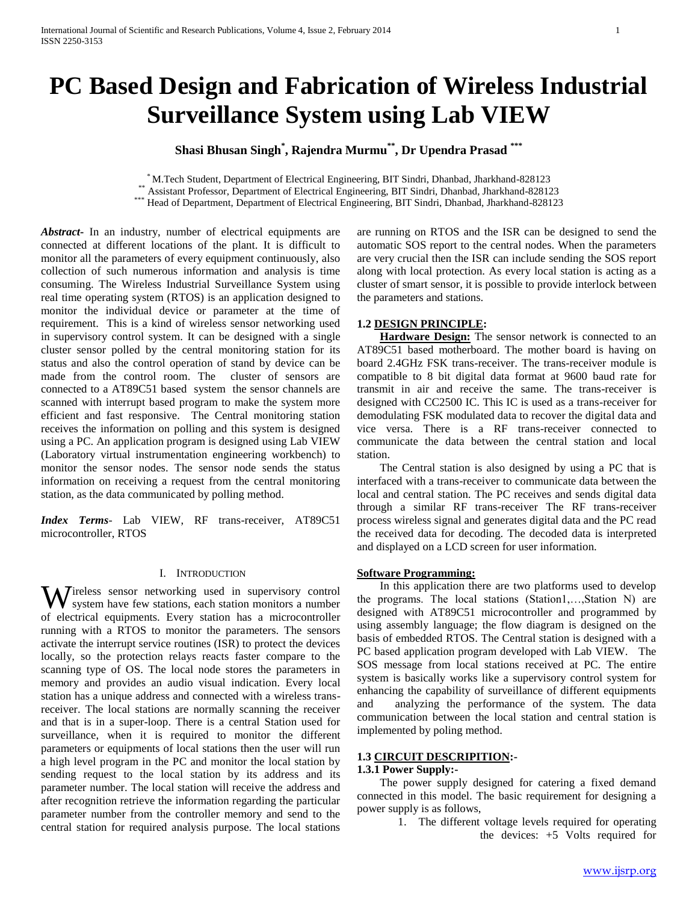// LaTeX-heavy markdown not needed; page is plain text.
# PC Based Design and Fabrication of Wireless Industrial Surveillance System using Lab VIEW

**Shasi Bhusan Singh[*], Rajendra Murmu[**], Dr Upendra Prasad [***]**

[*] M.Tech Student, Department of Electrical Engineering, BIT Sindri, Dhanbad, Jharkhand-828123
[**] Assistant Professor, Department of Electrical Engineering, BIT Sindri, Dhanbad, Jharkhand-828123
[***] Head of Department, Department of Electrical Engineering, BIT Sindri, Dhanbad, Jharkhand-828123

***Abstract***- In an industry, number of electrical equipments are connected at different locations of the plant. It is difficult to monitor all the parameters of every equipment continuously, also collection of such numerous information and analysis is time consuming. The Wireless Industrial Surveillance System using real time operating system (RTOS) is an application designed to monitor the individual device or parameter at the time of requirement. This is a kind of wireless sensor networking used in supervisory control system. It can be designed with a single cluster sensor polled by the central monitoring station for its status and also the control operation of stand by device can be made from the control room. The cluster of sensors are connected to a AT89C51 based system the sensor channels are scanned with interrupt based program to make the system more efficient and fast responsive. The Central monitoring station receives the information on polling and this system is designed using a PC. An application program is designed using Lab VIEW (Laboratory virtual instrumentation engineering workbench) to monitor the sensor nodes. The sensor node sends the status information on receiving a request from the central monitoring station, as the data communicated by polling method.

***Index Terms***- Lab VIEW, RF trans-receiver, AT89C51 microcontroller, RTOS

## I. Introduction

Wireless sensor networking used in supervisory control system have few stations, each station monitors a number of electrical equipments. Every station has a microcontroller running with a RTOS to monitor the parameters. The sensors activate the interrupt service routines (ISR) to protect the devices locally, so the protection relays reacts faster compare to the scanning type of OS. The local node stores the parameters in memory and provides an audio visual indication. Every local station has a unique address and connected with a wireless trans-receiver. The local stations are normally scanning the receiver and that is in a super-loop. There is a central Station used for surveillance, when it is required to monitor the different parameters or equipments of local stations then the user will run a high level program in the PC and monitor the local station by sending request to the local station by its address and its parameter number. The local station will receive the address and after recognition retrieve the information regarding the particular parameter number from the controller memory and send to the central station for required analysis purpose. The local stations are running on RTOS and the ISR can be designed to send the automatic SOS report to the central nodes. When the parameters are very crucial then the ISR can include sending the SOS report along with local protection. As every local station is acting as a cluster of smart sensor, it is possible to provide interlock between the parameters and stations.

### 1.2 DESIGN PRINCIPLE:

**Hardware Design:** The sensor network is connected to an AT89C51 based motherboard. The mother board is having on board 2.4GHz FSK trans-receiver. The trans-receiver module is compatible to 8 bit digital data format at 9600 baud rate for transmit in air and receive the same. The trans-receiver is designed with CC2500 IC. This IC is used as a trans-receiver for demodulating FSK modulated data to recover the digital data and vice versa. There is a RF trans-receiver connected to communicate the data between the central station and local station.

The Central station is also designed by using a PC that is interfaced with a trans-receiver to communicate data between the local and central station. The PC receives and sends digital data through a similar RF trans-receiver The RF trans-receiver process wireless signal and generates digital data and the PC read the received data for decoding. The decoded data is interpreted and displayed on a LCD screen for user information.

**Software Programming:**

In this application there are two platforms used to develop the programs. The local stations (Station1,…,Station N) are designed with AT89C51 microcontroller and programmed by using assembly language; the flow diagram is designed on the basis of embedded RTOS. The Central station is designed with a PC based application program developed with Lab VIEW. The SOS message from local stations received at PC. The entire system is basically works like a supervisory control system for enhancing the capability of surveillance of different equipments and analyzing the performance of the system. The data communication between the local station and central station is implemented by poling method.

### 1.3 CIRCUIT DESCRIPITION:-

#### 1.3.1 Power Supply:-

The power supply designed for catering a fixed demand connected in this model. The basic requirement for designing a power supply is as follows,

1. The different voltage levels required for operating the devices: +5 Volts required for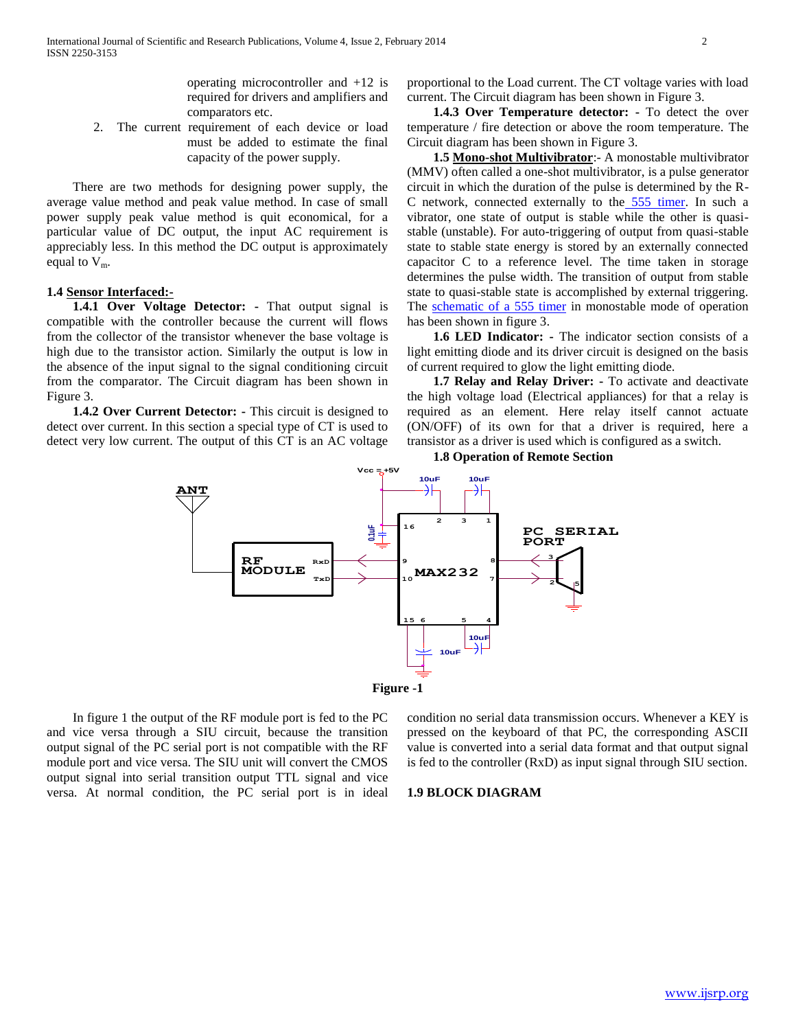operating microcontroller and +12 is required for drivers and amplifiers and comparators etc.

2. The current requirement of each device or load must be added to estimate the final capacity of the power supply.

There are two methods for designing power supply, the average value method and peak value method. In case of small power supply peak value method is quit economical, for a particular value of DC output, the input AC requirement is appreciably less. In this method the DC output is approximately equal to $V_m$.

**1.4 Sensor Interfaced:-**

**1.4.1 Over Voltage Detector: -** That output signal is compatible with the controller because the current will flows from the collector of the transistor whenever the base voltage is high due to the transistor action. Similarly the output is low in the absence of the input signal to the signal conditioning circuit from the comparator. The Circuit diagram has been shown in Figure 3.

**1.4.2 Over Current Detector: -** This circuit is designed to detect over current. In this section a special type of CT is used to detect very low current. The output of this CT is an AC voltage proportional to the Load current. The CT voltage varies with load current. The Circuit diagram has been shown in Figure 3.

**1.4.3 Over Temperature detector: -** To detect the over temperature / fire detection or above the room temperature. The Circuit diagram has been shown in Figure 3.

**1.5 Mono-shot Multivibrator**:- A monostable multivibrator (MMV) often called a one-shot multivibrator, is a pulse generator circuit in which the duration of the pulse is determined by the R-C network, connected externally to the 555 timer. In such a vibrator, one state of output is stable while the other is quasi-stable (unstable). For auto-triggering of output from quasi-stable state to stable state energy is stored by an externally connected capacitor C to a reference level. The time taken in storage determines the pulse width. The transition of output from stable state to quasi-stable state is accomplished by external triggering. The schematic of a 555 timer in monostable mode of operation has been shown in figure 3.

**1.6 LED Indicator: -** The indicator section consists of a light emitting diode and its driver circuit is designed on the basis of current required to glow the light emitting diode.

**1.7 Relay and Relay Driver: -** To activate and deactivate the high voltage load (Electrical appliances) for that a relay is required as an element. Here relay itself cannot actuate (ON/OFF) of its own for that a driver is required, here a transistor as a driver is used which is configured as a switch.

**1.8 Operation of Remote Section**

Figure -1

In figure 1 the output of the RF module port is fed to the PC and vice versa through a SIU circuit, because the transition output signal of the PC serial port is not compatible with the RF module port and vice versa. The SIU unit will convert the CMOS output signal into serial transition output TTL signal and vice versa. At normal condition, the PC serial port is in ideal condition no serial data transmission occurs. Whenever a KEY is pressed on the keyboard of that PC, the corresponding ASCII value is converted into a serial data format and that output signal is fed to the controller (RxD) as input signal through SIU section.

**1.9 BLOCK DIAGRAM**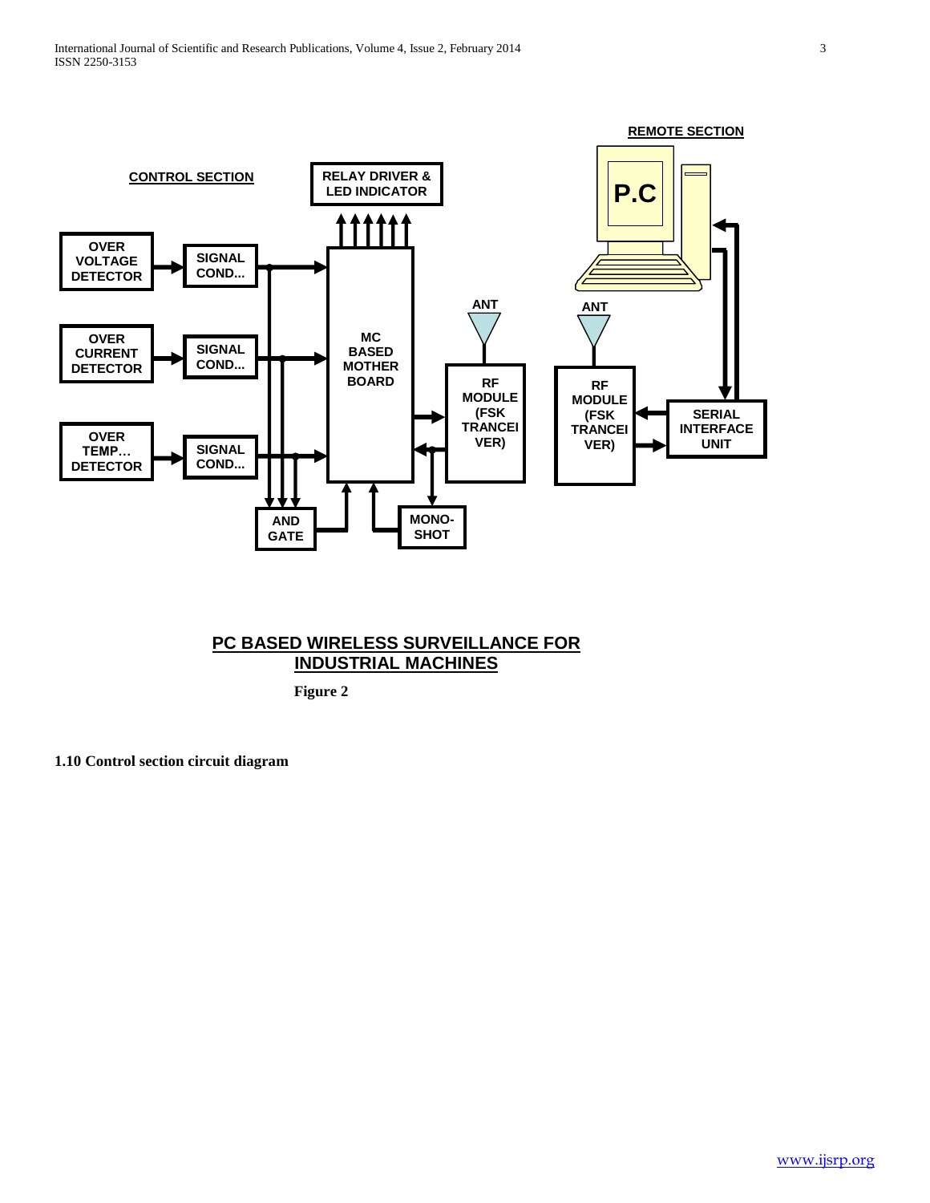CONTROL SECTION

REMOTE SECTION

RELAY DRIVER & LED INDICATOR

P.C

OVER VOLTAGE DETECTOR

SIGNAL COND...

OVER CURRENT DETECTOR

SIGNAL COND...

MC BASED MOTHER BOARD

ANT

ANT

RF MODULE (FSK TRANCEIVER)

RF MODULE (FSK TRANCEIVER)

SERIAL INTERFACE UNIT

OVER TEMP… DETECTOR

SIGNAL COND...

AND GATE

MONO-SHOT

**PC BASED WIRELESS SURVEILLANCE FOR INDUSTRIAL MACHINES**

**Figure 2**

**1.10 Control section circuit diagram**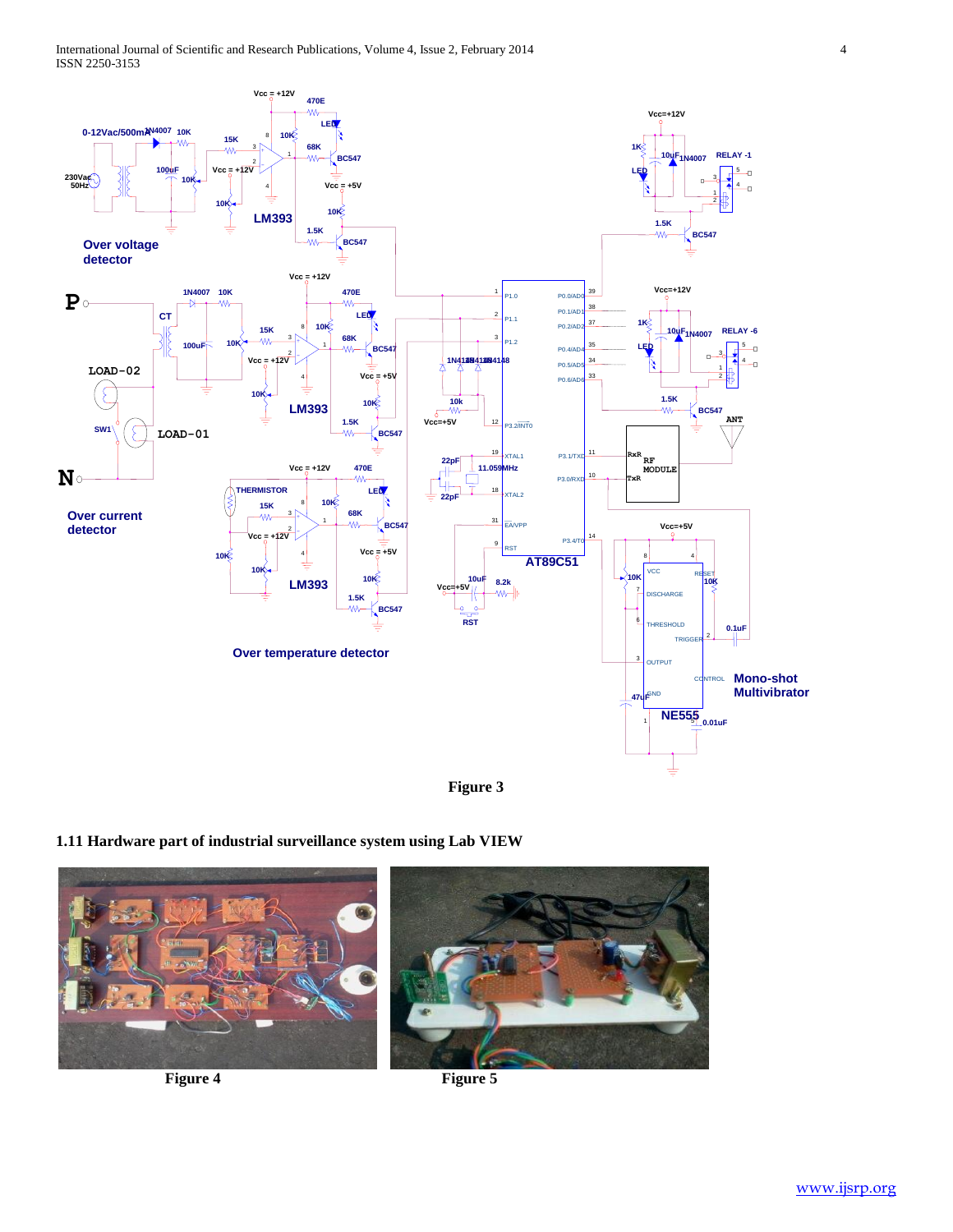Figure 3

### 1.11 Hardware part of industrial surveillance system using Lab VIEW

Figure 4

Figure 5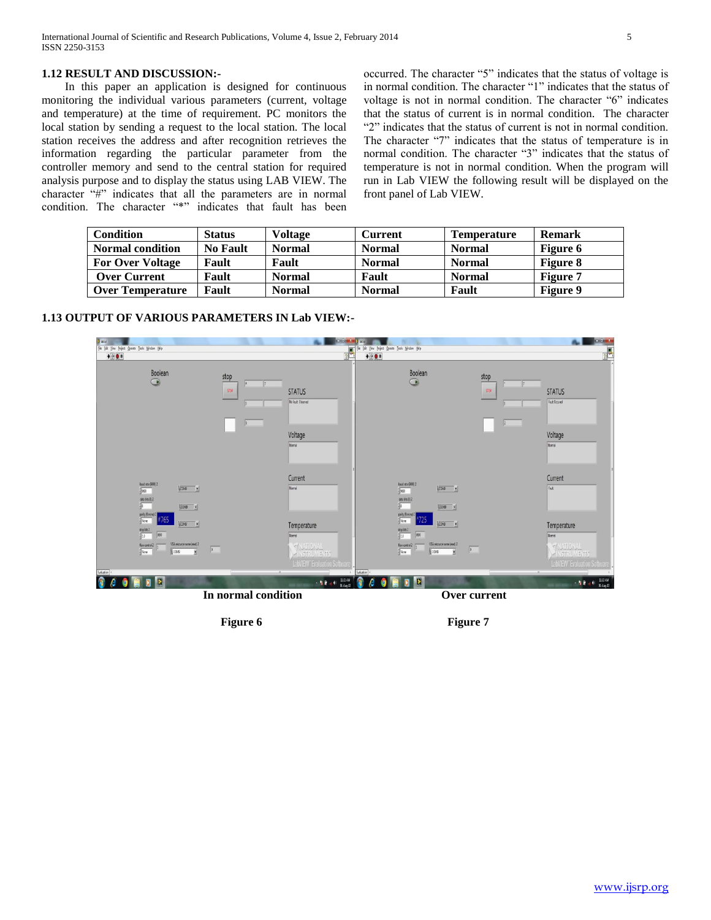### 1.12 RESULT AND DISCUSSION:-

In this paper an application is designed for continuous monitoring the individual various parameters (current, voltage and temperature) at the time of requirement. PC monitors the local station by sending a request to the local station. The local station receives the address and after recognition retrieves the information regarding the particular parameter from the controller memory and send to the central station for required analysis purpose and to display the status using LAB VIEW. The character "#" indicates that all the parameters are in normal condition. The character "*" indicates that fault has been occurred. The character "5" indicates that the status of voltage is in normal condition. The character "1" indicates that the status of voltage is not in normal condition. The character "6" indicates that the status of current is in normal condition. The character "2" indicates that the status of current is not in normal condition. The character "7" indicates that the status of temperature is in normal condition. The character "3" indicates that the status of temperature is not in normal condition. When the program will run in Lab VIEW the following result will be displayed on the front panel of Lab VIEW.

| Condition | Status | Voltage | Current | Temperature | Remark |
|---|---|---|---|---|---|
| Normal condition | No Fault | Normal | Normal | Normal | Figure 6 |
| For Over Voltage | Fault | Fault | Normal | Normal | Figure 8 |
| Over Current | Fault | Normal | Fault | Normal | Figure 7 |
| Over Temperature | Fault | Normal | Normal | Fault | Figure 9 |

### 1.13 OUTPUT OF VARIOUS PARAMETERS IN Lab VIEW:-

**In normal condition**

**Figure 6**

**Over current**

**Figure 7**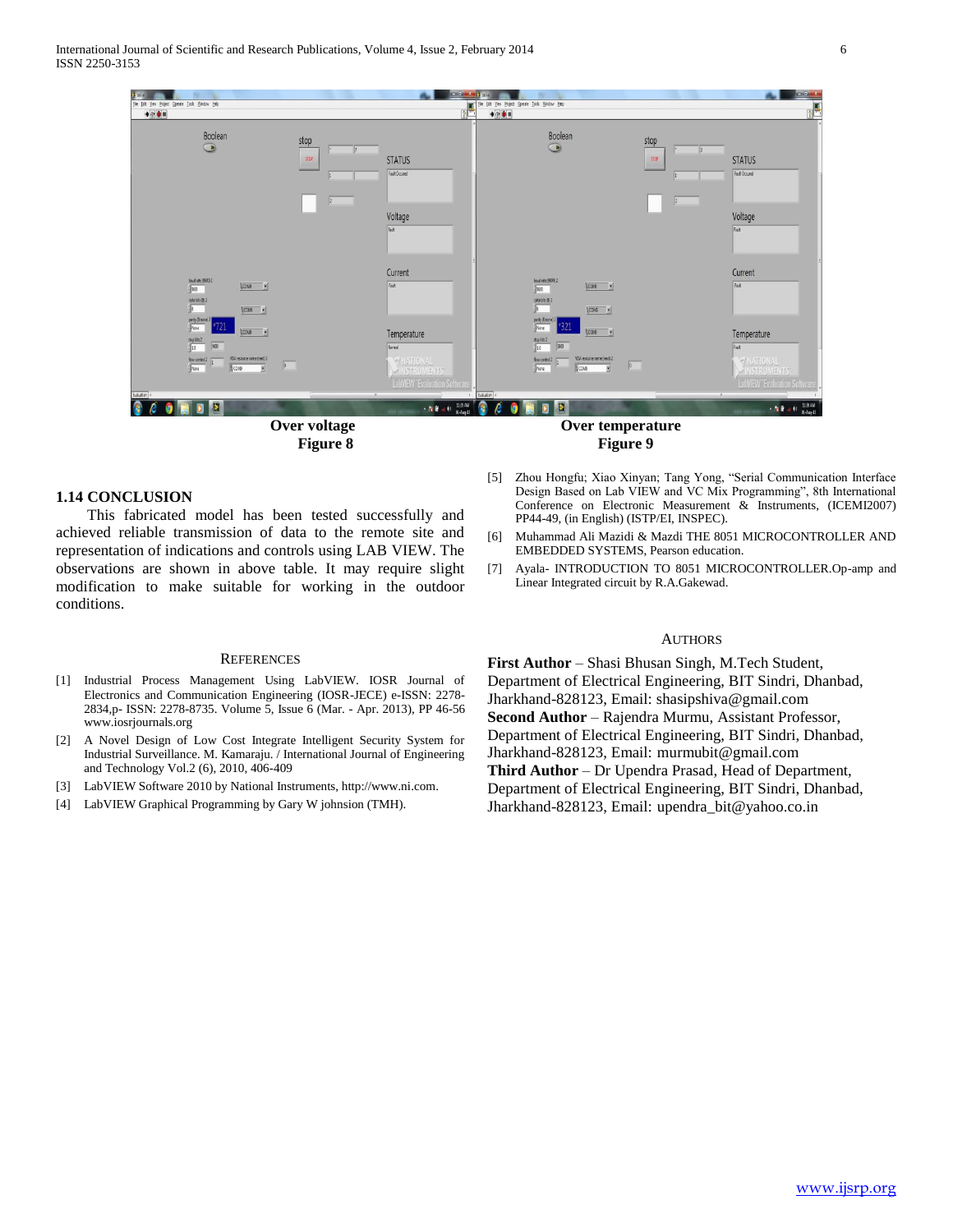Over voltage
**Figure 8**

Over temperature
**Figure 9**

### 1.14 CONCLUSION

This fabricated model has been tested successfully and achieved reliable transmission of data to the remote site and representation of indications and controls using LAB VIEW. The observations are shown in above table. It may require slight modification to make suitable for working in the outdoor conditions.

## REFERENCES

[1] Industrial Process Management Using LabVIEW. IOSR Journal of Electronics and Communication Engineering (IOSR-JECE) e-ISSN: 2278-2834,p- ISSN: 2278-8735. Volume 5, Issue 6 (Mar. - Apr. 2013), PP 46-56 www.iosrjournals.org

[2] A Novel Design of Low Cost Integrate Intelligent Security System for Industrial Surveillance. M. Kamaraju. / International Journal of Engineering and Technology Vol.2 (6), 2010, 406-409

[3] LabVIEW Software 2010 by National Instruments, http://www.ni.com.

[4] LabVIEW Graphical Programming by Gary W johnsion (TMH).

[5] Zhou Hongfu; Xiao Xinyan; Tang Yong, "Serial Communication Interface Design Based on Lab VIEW and VC Mix Programming", 8th International Conference on Electronic Measurement & Instruments, (ICEMI2007) PP44-49, (in English) (ISTP/EI, INSPEC).

[6] Muhammad Ali Mazidi & Mazdi THE 8051 MICROCONTROLLER AND EMBEDDED SYSTEMS, Pearson education.

[7] Ayala- INTRODUCTION TO 8051 MICROCONTROLLER.Op-amp and Linear Integrated circuit by R.A.Gakewad.

## AUTHORS

**First Author** – Shasi Bhusan Singh, M.Tech Student, Department of Electrical Engineering, BIT Sindri, Dhanbad, Jharkhand-828123, Email: shasipshiva@gmail.com

**Second Author** – Rajendra Murmu, Assistant Professor, Department of Electrical Engineering, BIT Sindri, Dhanbad, Jharkhand-828123, Email: murmubit@gmail.com

**Third Author** – Dr Upendra Prasad, Head of Department, Department of Electrical Engineering, BIT Sindri, Dhanbad, Jharkhand-828123, Email: upendra_bit@yahoo.co.in